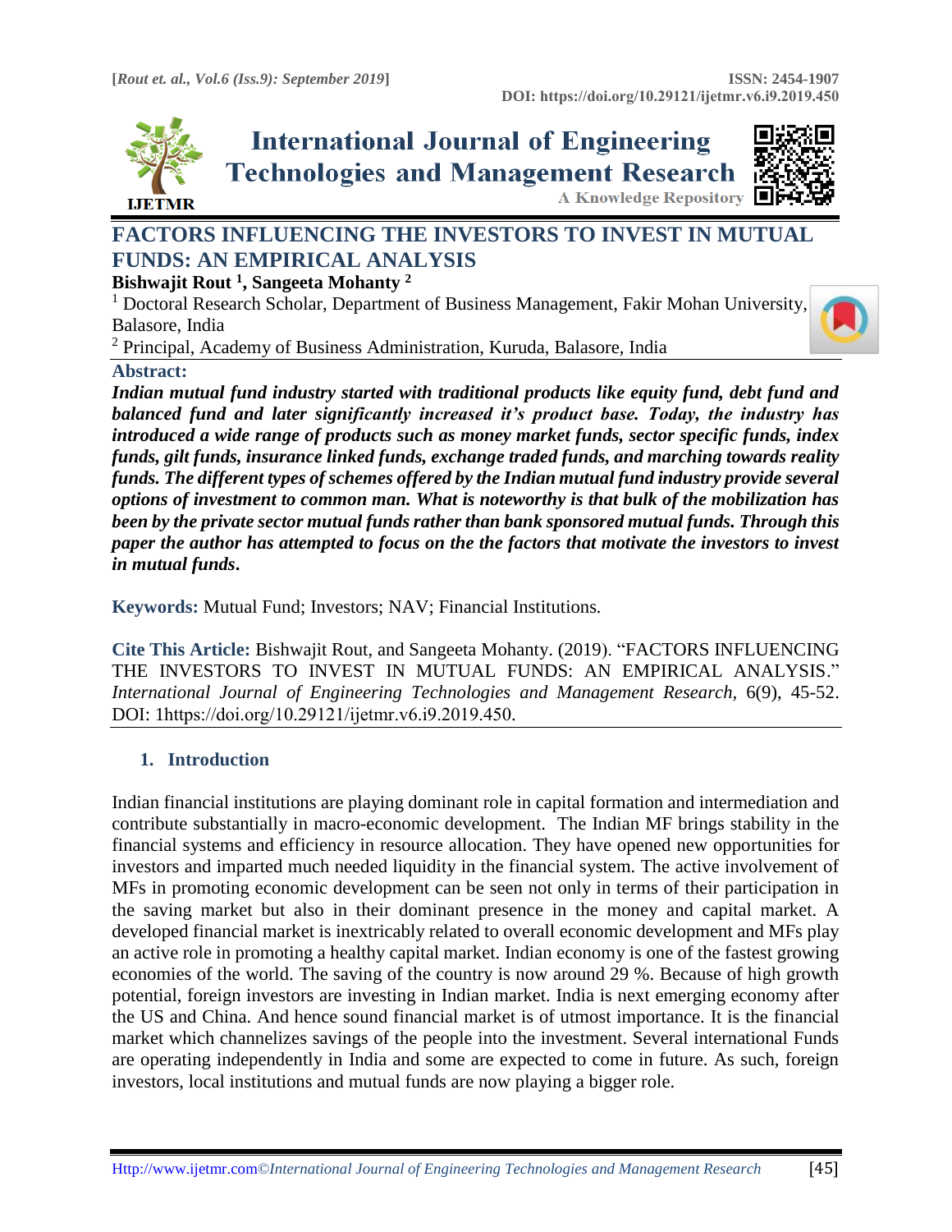# FACTORS INFLUENCING THE INVESTORS TO INVEST IN MUTUAL FUNDS: AN EMPIRICAL ANALYSIS

**Bishwajit Rout [1], Sangeeta Mohanty [2]**

[1] Doctoral Research Scholar, Department of Business Management, Fakir Mohan University, Balasore, India

[2] Principal, Academy of Business Administration, Kuruda, Balasore, India

**Abstract:**

***Indian mutual fund industry started with traditional products like equity fund, debt fund and balanced fund and later significantly increased it's product base. Today, the industry has introduced a wide range of products such as money market funds, sector specific funds, index funds, gilt funds, insurance linked funds, exchange traded funds, and marching towards reality funds. The different types of schemes offered by the Indian mutual fund industry provide several options of investment to common man. What is noteworthy is that bulk of the mobilization has been by the private sector mutual funds rather than bank sponsored mutual funds. Through this paper the author has attempted to focus on the the factors that motivate the investors to invest in mutual funds.***

**Keywords:** Mutual Fund; Investors; NAV; Financial Institutions.

**Cite This Article:** Bishwajit Rout, and Sangeeta Mohanty. (2019). "FACTORS INFLUENCING THE INVESTORS TO INVEST IN MUTUAL FUNDS: AN EMPIRICAL ANALYSIS." *International Journal of Engineering Technologies and Management Research,* 6(9), 45-52. DOI: 1https://doi.org/10.29121/ijetmr.v6.i9.2019.450.

## 1. Introduction

Indian financial institutions are playing dominant role in capital formation and intermediation and contribute substantially in macro-economic development. The Indian MF brings stability in the financial systems and efficiency in resource allocation. They have opened new opportunities for investors and imparted much needed liquidity in the financial system. The active involvement of MFs in promoting economic development can be seen not only in terms of their participation in the saving market but also in their dominant presence in the money and capital market. A developed financial market is inextricably related to overall economic development and MFs play an active role in promoting a healthy capital market. Indian economy is one of the fastest growing economies of the world. The saving of the country is now around 29 %. Because of high growth potential, foreign investors are investing in Indian market. India is next emerging economy after the US and China. And hence sound financial market is of utmost importance. It is the financial market which channelizes savings of the people into the investment. Several international Funds are operating independently in India and some are expected to come in future. As such, foreign investors, local institutions and mutual funds are now playing a bigger role.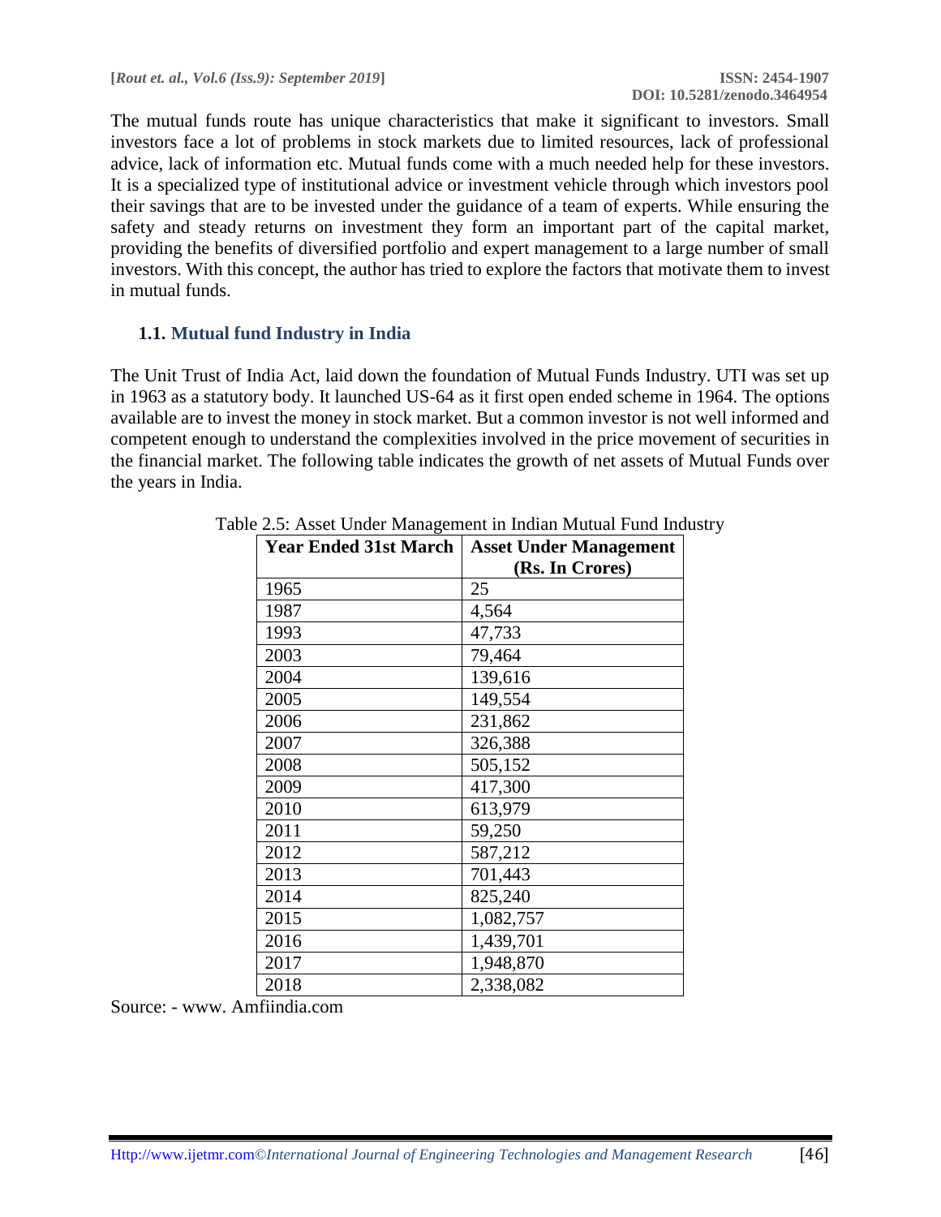The mutual funds route has unique characteristics that make it significant to investors. Small investors face a lot of problems in stock markets due to limited resources, lack of professional advice, lack of information etc. Mutual funds come with a much needed help for these investors. It is a specialized type of institutional advice or investment vehicle through which investors pool their savings that are to be invested under the guidance of a team of experts. While ensuring the safety and steady returns on investment they form an important part of the capital market, providing the benefits of diversified portfolio and expert management to a large number of small investors. With this concept, the author has tried to explore the factors that motivate them to invest in mutual funds.

### 1.1. Mutual fund Industry in India

The Unit Trust of India Act, laid down the foundation of Mutual Funds Industry. UTI was set up in 1963 as a statutory body. It launched US-64 as it first open ended scheme in 1964. The options available are to invest the money in stock market. But a common investor is not well informed and competent enough to understand the complexities involved in the price movement of securities in the financial market. The following table indicates the growth of net assets of Mutual Funds over the years in India.

Table 2.5: Asset Under Management in Indian Mutual Fund Industry

| Year Ended 31st March | Asset Under Management (Rs. In Crores) |
|---|---|
| 1965 | 25 |
| 1987 | 4,564 |
| 1993 | 47,733 |
| 2003 | 79,464 |
| 2004 | 139,616 |
| 2005 | 149,554 |
| 2006 | 231,862 |
| 2007 | 326,388 |
| 2008 | 505,152 |
| 2009 | 417,300 |
| 2010 | 613,979 |
| 2011 | 59,250 |
| 2012 | 587,212 |
| 2013 | 701,443 |
| 2014 | 825,240 |
| 2015 | 1,082,757 |
| 2016 | 1,439,701 |
| 2017 | 1,948,870 |
| 2018 | 2,338,082 |

Source: - www. Amfiindia.com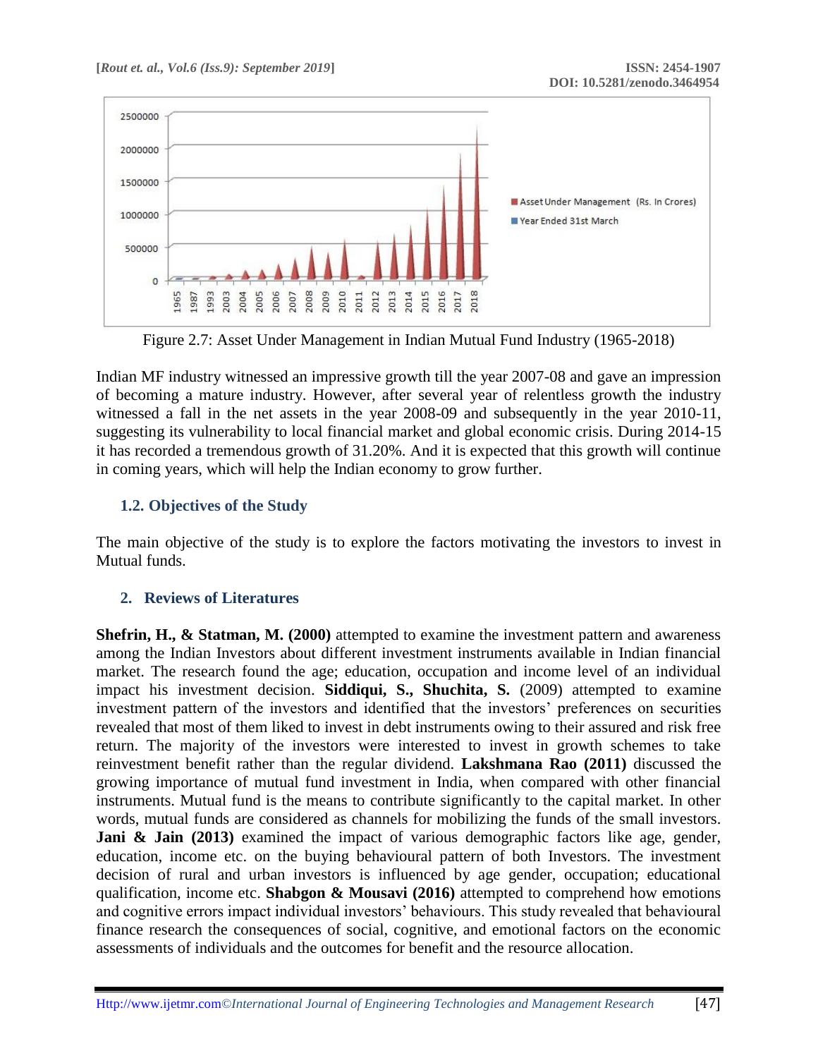Figure 2.7: Asset Under Management in Indian Mutual Fund Industry (1965-2018)

Indian MF industry witnessed an impressive growth till the year 2007-08 and gave an impression of becoming a mature industry. However, after several year of relentless growth the industry witnessed a fall in the net assets in the year 2008-09 and subsequently in the year 2010-11, suggesting its vulnerability to local financial market and global economic crisis. During 2014-15 it has recorded a tremendous growth of 31.20%. And it is expected that this growth will continue in coming years, which will help the Indian economy to grow further.

### 1.2. Objectives of the Study

The main objective of the study is to explore the factors motivating the investors to invest in Mutual funds.

## 2. Reviews of Literatures

**Shefrin, H., & Statman, M. (2000)** attempted to examine the investment pattern and awareness among the Indian Investors about different investment instruments available in Indian financial market. The research found the age; education, occupation and income level of an individual impact his investment decision. **Siddiqui, S., Shuchita, S.** (2009) attempted to examine investment pattern of the investors and identified that the investors' preferences on securities revealed that most of them liked to invest in debt instruments owing to their assured and risk free return. The majority of the investors were interested to invest in growth schemes to take reinvestment benefit rather than the regular dividend. **Lakshmana Rao (2011)** discussed the growing importance of mutual fund investment in India, when compared with other financial instruments. Mutual fund is the means to contribute significantly to the capital market. In other words, mutual funds are considered as channels for mobilizing the funds of the small investors. **Jani & Jain (2013)** examined the impact of various demographic factors like age, gender, education, income etc. on the buying behavioural pattern of both Investors. The investment decision of rural and urban investors is influenced by age gender, occupation; educational qualification, income etc. **Shabgon & Mousavi (2016)** attempted to comprehend how emotions and cognitive errors impact individual investors' behaviours. This study revealed that behavioural finance research the consequences of social, cognitive, and emotional factors on the economic assessments of individuals and the outcomes for benefit and the resource allocation.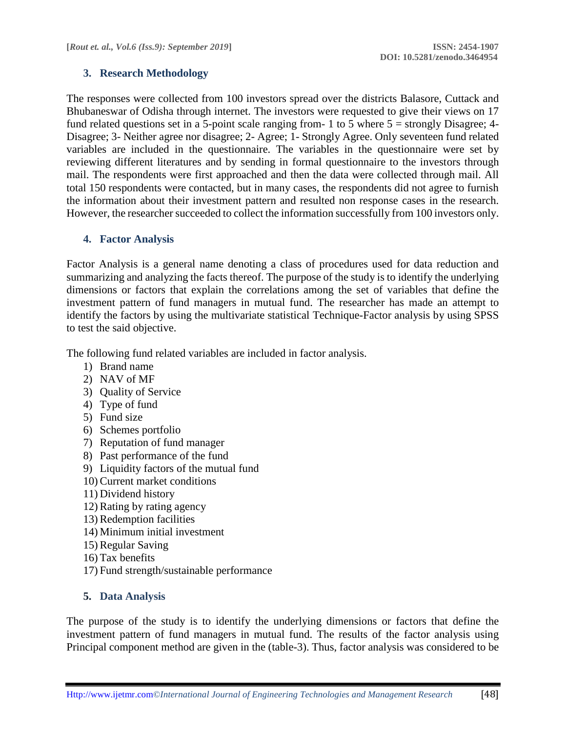## 3. Research Methodology

The responses were collected from 100 investors spread over the districts Balasore, Cuttack and Bhubaneswar of Odisha through internet. The investors were requested to give their views on 17 fund related questions set in a 5-point scale ranging from- 1 to 5 where 5 = strongly Disagree; 4- Disagree; 3- Neither agree nor disagree; 2- Agree; 1- Strongly Agree. Only seventeen fund related variables are included in the questionnaire. The variables in the questionnaire were set by reviewing different literatures and by sending in formal questionnaire to the investors through mail. The respondents were first approached and then the data were collected through mail. All total 150 respondents were contacted, but in many cases, the respondents did not agree to furnish the information about their investment pattern and resulted non response cases in the research. However, the researcher succeeded to collect the information successfully from 100 investors only.

## 4. Factor Analysis

Factor Analysis is a general name denoting a class of procedures used for data reduction and summarizing and analyzing the facts thereof. The purpose of the study is to identify the underlying dimensions or factors that explain the correlations among the set of variables that define the investment pattern of fund managers in mutual fund. The researcher has made an attempt to identify the factors by using the multivariate statistical Technique-Factor analysis by using SPSS to test the said objective.

The following fund related variables are included in factor analysis.

1) Brand name
2) NAV of MF
3) Quality of Service
4) Type of fund
5) Fund size
6) Schemes portfolio
7) Reputation of fund manager
8) Past performance of the fund
9) Liquidity factors of the mutual fund
10) Current market conditions
11) Dividend history
12) Rating by rating agency
13) Redemption facilities
14) Minimum initial investment
15) Regular Saving
16) Tax benefits
17) Fund strength/sustainable performance

## 5. Data Analysis

The purpose of the study is to identify the underlying dimensions or factors that define the investment pattern of fund managers in mutual fund. The results of the factor analysis using Principal component method are given in the (table-3). Thus, factor analysis was considered to be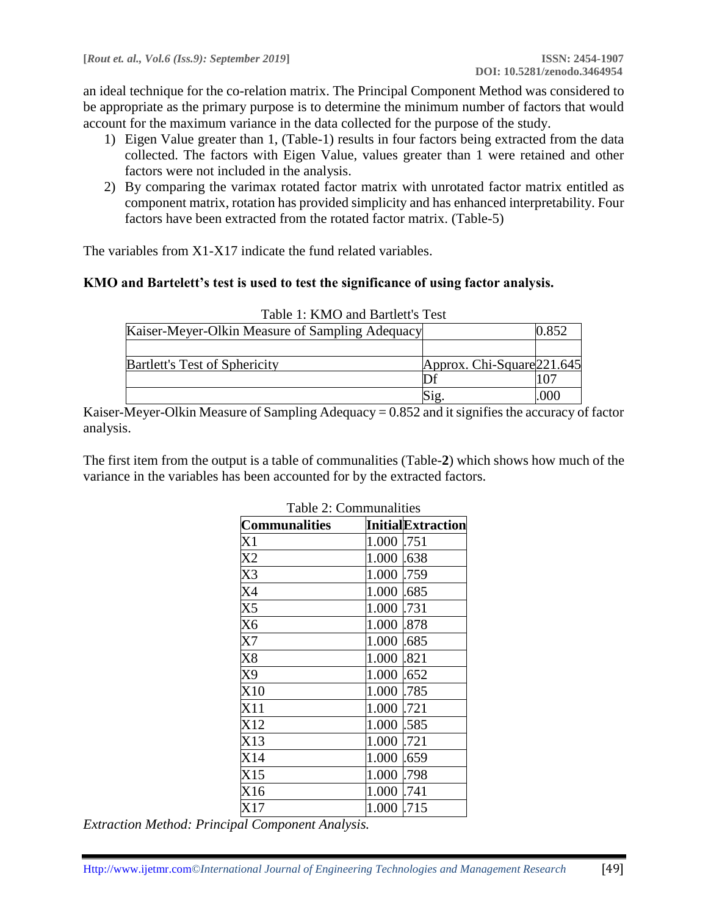an ideal technique for the co-relation matrix. The Principal Component Method was considered to be appropriate as the primary purpose is to determine the minimum number of factors that would account for the maximum variance in the data collected for the purpose of the study.

1) Eigen Value greater than 1, (Table-1) results in four factors being extracted from the data collected. The factors with Eigen Value, values greater than 1 were retained and other factors were not included in the analysis.
2) By comparing the varimax rotated factor matrix with unrotated factor matrix entitled as component matrix, rotation has provided simplicity and has enhanced interpretability. Four factors have been extracted from the rotated factor matrix. (Table-5)

The variables from X1-X17 indicate the fund related variables.

**KMO and Bartelett's test is used to test the significance of using factor analysis.**

Table 1: KMO and Bartlett's Test

| | | |
|---|---|---|
| Kaiser-Meyer-Olkin Measure of Sampling Adequacy | | 0.852 |
| | | |
| Bartlett's Test of Sphericity | Approx. Chi-Square | 221.645 |
| | Df | 107 |
| | Sig. | .000 |

Kaiser-Meyer-Olkin Measure of Sampling Adequacy = 0.852 and it signifies the accuracy of factor analysis.

The first item from the output is a table of communalities (Table-**2**) which shows how much of the variance in the variables has been accounted for by the extracted factors.

Table 2: Communalities

| Communalities | Initial | Extraction |
|---|---|---|
| X1 | 1.000 | .751 |
| X2 | 1.000 | .638 |
| X3 | 1.000 | .759 |
| X4 | 1.000 | .685 |
| X5 | 1.000 | .731 |
| X6 | 1.000 | .878 |
| X7 | 1.000 | .685 |
| X8 | 1.000 | .821 |
| X9 | 1.000 | .652 |
| X10 | 1.000 | .785 |
| X11 | 1.000 | .721 |
| X12 | 1.000 | .585 |
| X13 | 1.000 | .721 |
| X14 | 1.000 | .659 |
| X15 | 1.000 | .798 |
| X16 | 1.000 | .741 |
| X17 | 1.000 | .715 |

*Extraction Method: Principal Component Analysis.*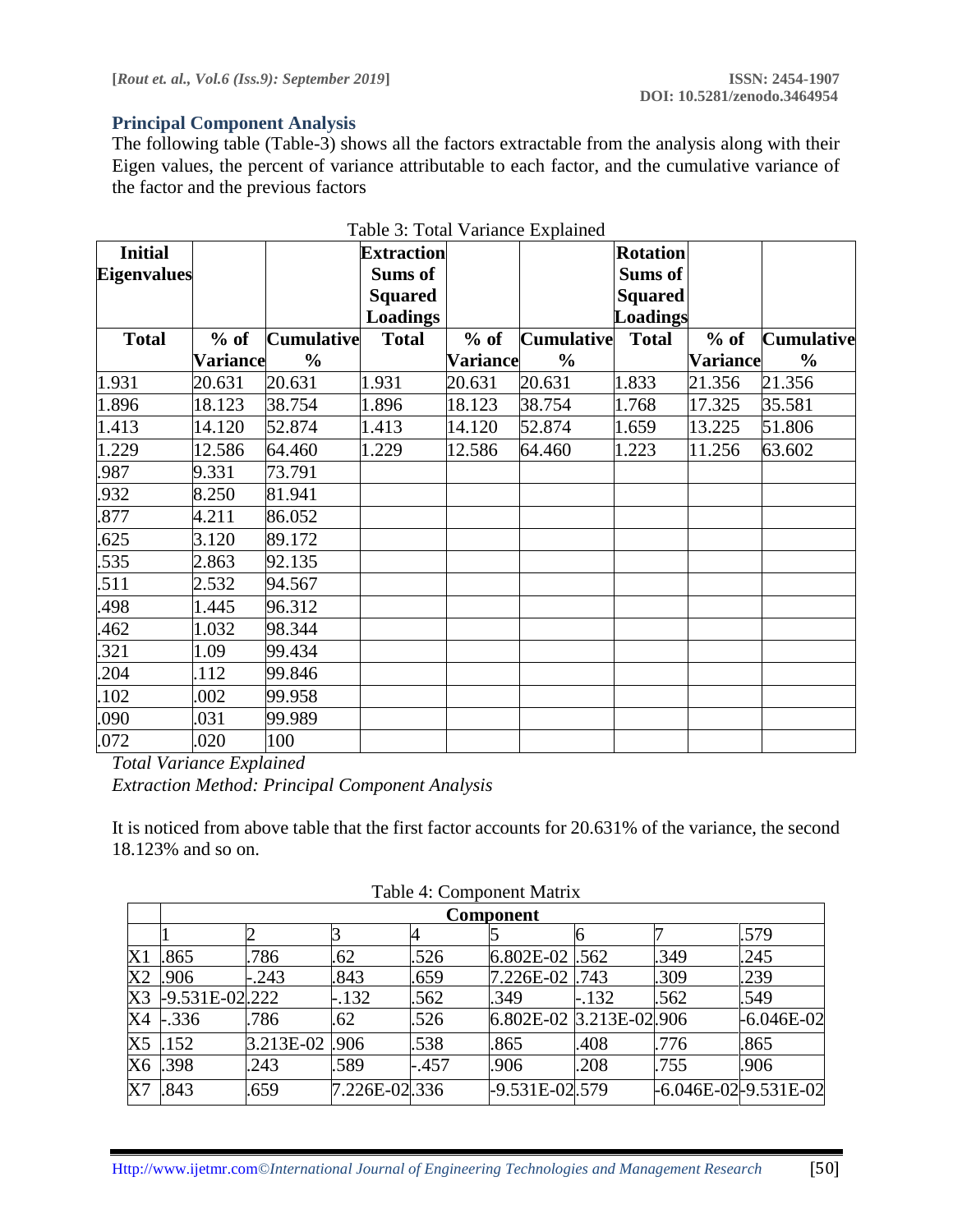## Principal Component Analysis

The following table (Table-3) shows all the factors extractable from the analysis along with their Eigen values, the percent of variance attributable to each factor, and the cumulative variance of the factor and the previous factors

Table 3: Total Variance Explained

| Initial Eigenvalues | | | Extraction Sums of Squared Loadings | | | Rotation Sums of Squared Loadings | | |
|---|---|---|---|---|---|---|---|---|
| Total | % of Variance | Cumulative % | Total | % of Variance | Cumulative % | Total | % of Variance | Cumulative % |
| 1.931 | 20.631 | 20.631 | 1.931 | 20.631 | 20.631 | 1.833 | 21.356 | 21.356 |
| 1.896 | 18.123 | 38.754 | 1.896 | 18.123 | 38.754 | 1.768 | 17.325 | 35.581 |
| 1.413 | 14.120 | 52.874 | 1.413 | 14.120 | 52.874 | 1.659 | 13.225 | 51.806 |
| 1.229 | 12.586 | 64.460 | 1.229 | 12.586 | 64.460 | 1.223 | 11.256 | 63.602 |
| .987 | 9.331 | 73.791 | | | | | | |
| .932 | 8.250 | 81.941 | | | | | | |
| .877 | 4.211 | 86.052 | | | | | | |
| .625 | 3.120 | 89.172 | | | | | | |
| .535 | 2.863 | 92.135 | | | | | | |
| .511 | 2.532 | 94.567 | | | | | | |
| .498 | 1.445 | 96.312 | | | | | | |
| .462 | 1.032 | 98.344 | | | | | | |
| .321 | 1.09 | 99.434 | | | | | | |
| .204 | .112 | 99.846 | | | | | | |
| .102 | .002 | 99.958 | | | | | | |
| .090 | .031 | 99.989 | | | | | | |
| .072 | .020 | 100 | | | | | | |

*Total Variance Explained*

*Extraction Method: Principal Component Analysis*

It is noticed from above table that the first factor accounts for 20.631% of the variance, the second 18.123% and so on.

Table 4: Component Matrix

| | Component | | | | | | | |
|---|---|---|---|---|---|---|---|---|
| | 1 | 2 | 3 | 4 | 5 | 6 | 7 | .579 |
| X1 | .865 | .786 | .62 | .526 | 6.802E-02 | .562 | .349 | .245 |
| X2 | .906 | -.243 | .843 | .659 | 7.226E-02 | .743 | .309 | .239 |
| X3 | -9.531E-02 | .222 | -.132 | .562 | .349 | -.132 | .562 | .549 |
| X4 | -.336 | .786 | .62 | .526 | 6.802E-02 | 3.213E-02 | .906 | -6.046E-02 |
| X5 | .152 | 3.213E-02 | .906 | .538 | .865 | .408 | .776 | .865 |
| X6 | .398 | .243 | .589 | -.457 | .906 | .208 | .755 | .906 |
| X7 | .843 | .659 | 7.226E-02 | .336 | -9.531E-02 | .579 | -6.046E-02 | -9.531E-02 |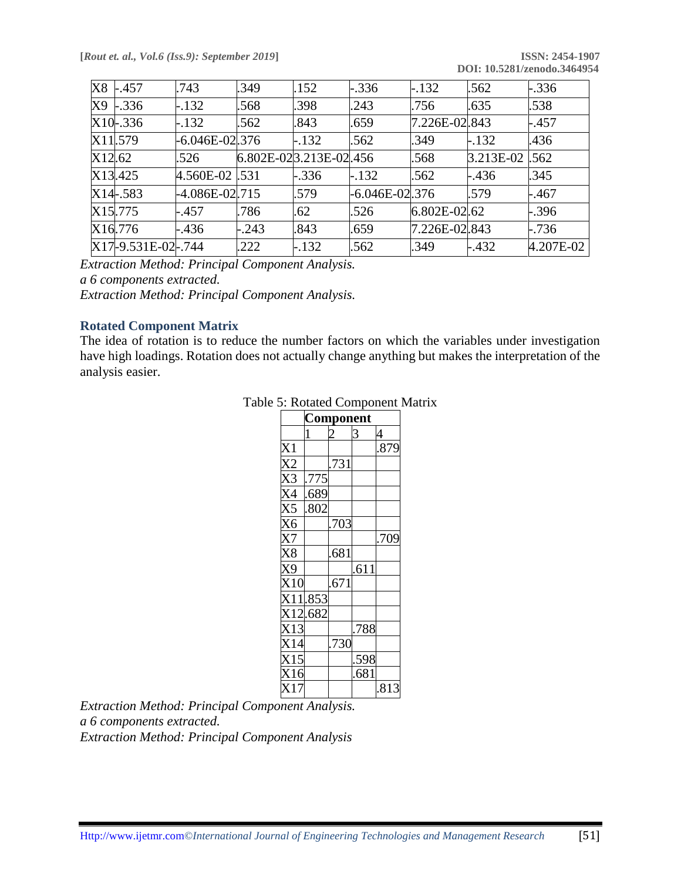| X8 | -.457 | .743 | .349 | .152 | -.336 | -.132 | .562 | -.336 |
|---|---|---|---|---|---|---|---|---|
| X9 | -.336 | -.132 | .568 | .398 | .243 | .756 | .635 | .538 |
| X10 | -.336 | -.132 | .562 | .843 | .659 | 7.226E-02 | .843 | -.457 |
| X11 | .579 | -6.046E-02 | .376 | -.132 | .562 | .349 | -.132 | .436 |
| X12 | .62 | .526 | 6.802E-02 | 3.213E-02 | .456 | .568 | 3.213E-02 | .562 |
| X13 | .425 | 4.560E-02 | .531 | -.336 | -.132 | .562 | -.436 | .345 |
| X14 | -.583 | -4.086E-02 | .715 | .579 | -6.046E-02 | .376 | .579 | -.467 |
| X15 | .775 | -.457 | .786 | .62 | .526 | 6.802E-02 | .62 | -.396 |
| X16 | .776 | -.436 | -.243 | .843 | .659 | 7.226E-02 | .843 | -.736 |
| X17 | -9.531E-02 | -.744 | .222 | -.132 | .562 | .349 | -.432 | 4.207E-02 |

*Extraction Method: Principal Component Analysis.*
*a 6 components extracted.*
*Extraction Method: Principal Component Analysis.*

## Rotated Component Matrix

The idea of rotation is to reduce the number factors on which the variables under investigation have high loadings. Rotation does not actually change anything but makes the interpretation of the analysis easier.

Table 5: Rotated Component Matrix

| | Component | | | |
|---|---|---|---|---|
| | 1 | 2 | 3 | 4 |
| X1 | | | | .879 |
| X2 | | .731 | | |
| X3 | .775 | | | |
| X4 | .689 | | | |
| X5 | .802 | | | |
| X6 | | .703 | | |
| X7 | | | | .709 |
| X8 | | .681 | | |
| X9 | | | .611 | |
| X10 | | .671 | | |
| X11 | .853 | | | |
| X12 | .682 | | | |
| X13 | | | .788 | |
| X14 | | .730 | | |
| X15 | | | .598 | |
| X16 | | | .681 | |
| X17 | | | | .813 |

*Extraction Method: Principal Component Analysis.*
*a 6 components extracted.*
*Extraction Method: Principal Component Analysis*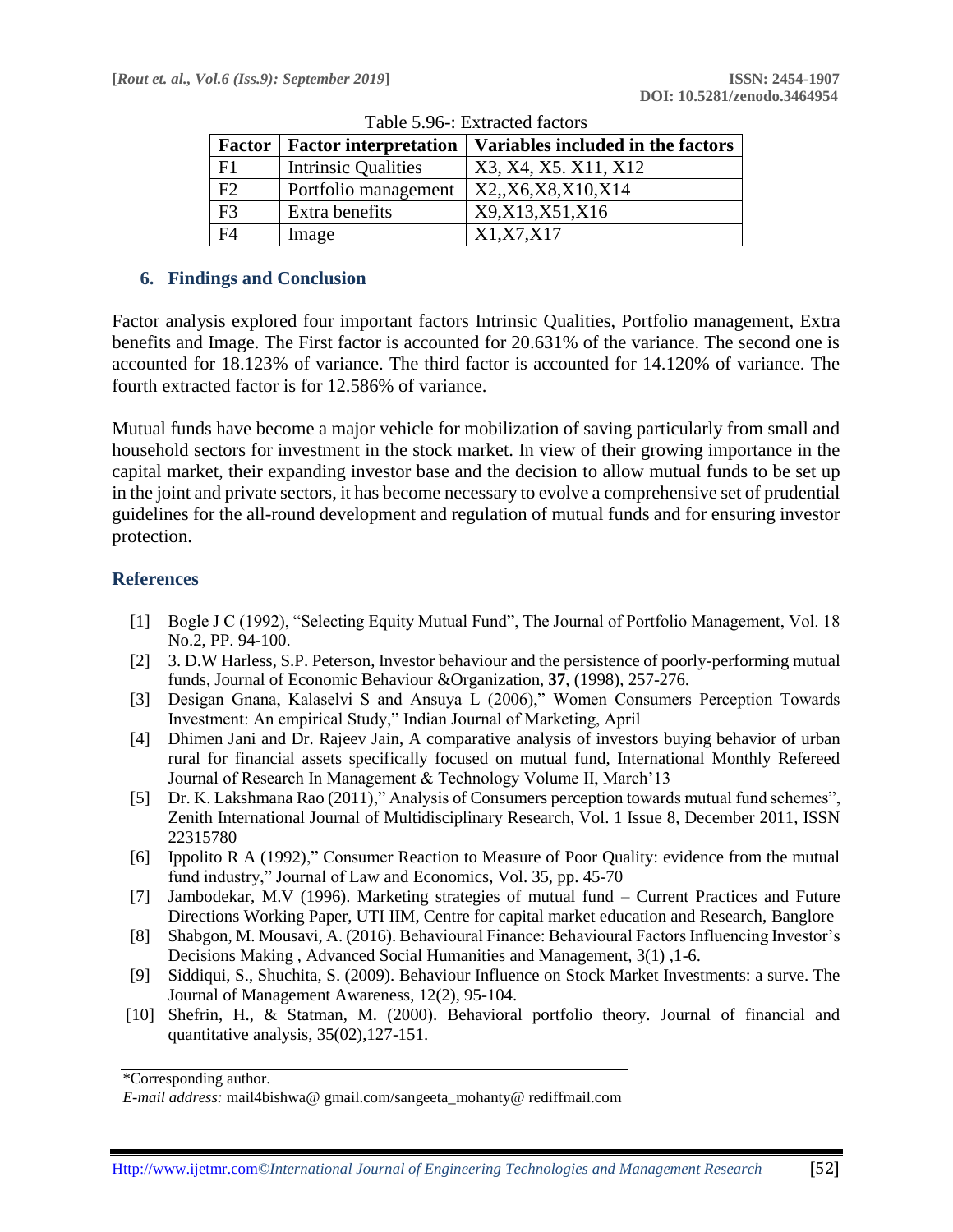Table 5.96-: Extracted factors

| Factor | Factor interpretation | Variables included in the factors |
| --- | --- | --- |
| F1 | Intrinsic Qualities | X3, X4, X5. X11, X12 |
| F2 | Portfolio management | X2,,X6,X8,X10,X14 |
| F3 | Extra benefits | X9,X13,X51,X16 |
| F4 | Image | X1,X7,X17 |

## 6. Findings and Conclusion

Factor analysis explored four important factors Intrinsic Qualities, Portfolio management, Extra benefits and Image. The First factor is accounted for 20.631% of the variance. The second one is accounted for 18.123% of variance. The third factor is accounted for 14.120% of variance. The fourth extracted factor is for 12.586% of variance.

Mutual funds have become a major vehicle for mobilization of saving particularly from small and household sectors for investment in the stock market. In view of their growing importance in the capital market, their expanding investor base and the decision to allow mutual funds to be set up in the joint and private sectors, it has become necessary to evolve a comprehensive set of prudential guidelines for the all-round development and regulation of mutual funds and for ensuring investor protection.

## References

[1] Bogle J C (1992), "Selecting Equity Mutual Fund", The Journal of Portfolio Management, Vol. 18 No.2, PP. 94-100.

[2] 3. D.W Harless, S.P. Peterson, Investor behaviour and the persistence of poorly-performing mutual funds, Journal of Economic Behaviour &Organization, **37**, (1998), 257-276.

[3] Desigan Gnana, Kalaselvi S and Ansuya L (2006)," Women Consumers Perception Towards Investment: An empirical Study," Indian Journal of Marketing, April

[4] Dhimen Jani and Dr. Rajeev Jain, A comparative analysis of investors buying behavior of urban rural for financial assets specifically focused on mutual fund, International Monthly Refereed Journal of Research In Management & Technology Volume II, March'13

[5] Dr. K. Lakshmana Rao (2011)," Analysis of Consumers perception towards mutual fund schemes", Zenith International Journal of Multidisciplinary Research, Vol. 1 Issue 8, December 2011, ISSN 22315780

[6] Ippolito R A (1992)," Consumer Reaction to Measure of Poor Quality: evidence from the mutual fund industry," Journal of Law and Economics, Vol. 35, pp. 45-70

[7] Jambodekar, M.V (1996). Marketing strategies of mutual fund – Current Practices and Future Directions Working Paper, UTI IIM, Centre for capital market education and Research, Banglore

[8] Shabgon, M. Mousavi, A. (2016). Behavioural Finance: Behavioural Factors Influencing Investor's Decisions Making , Advanced Social Humanities and Management, 3(1) ,1-6.

[9] Siddiqui, S., Shuchita, S. (2009). Behaviour Influence on Stock Market Investments: a surve. The Journal of Management Awareness, 12(2), 95-104.

[10] Shefrin, H., & Statman, M. (2000). Behavioral portfolio theory. Journal of financial and quantitative analysis, 35(02),127-151.

*Corresponding author.

*E-mail address:* mail4bishwa@ gmail.com/sangeeta_mohanty@ rediffmail.com